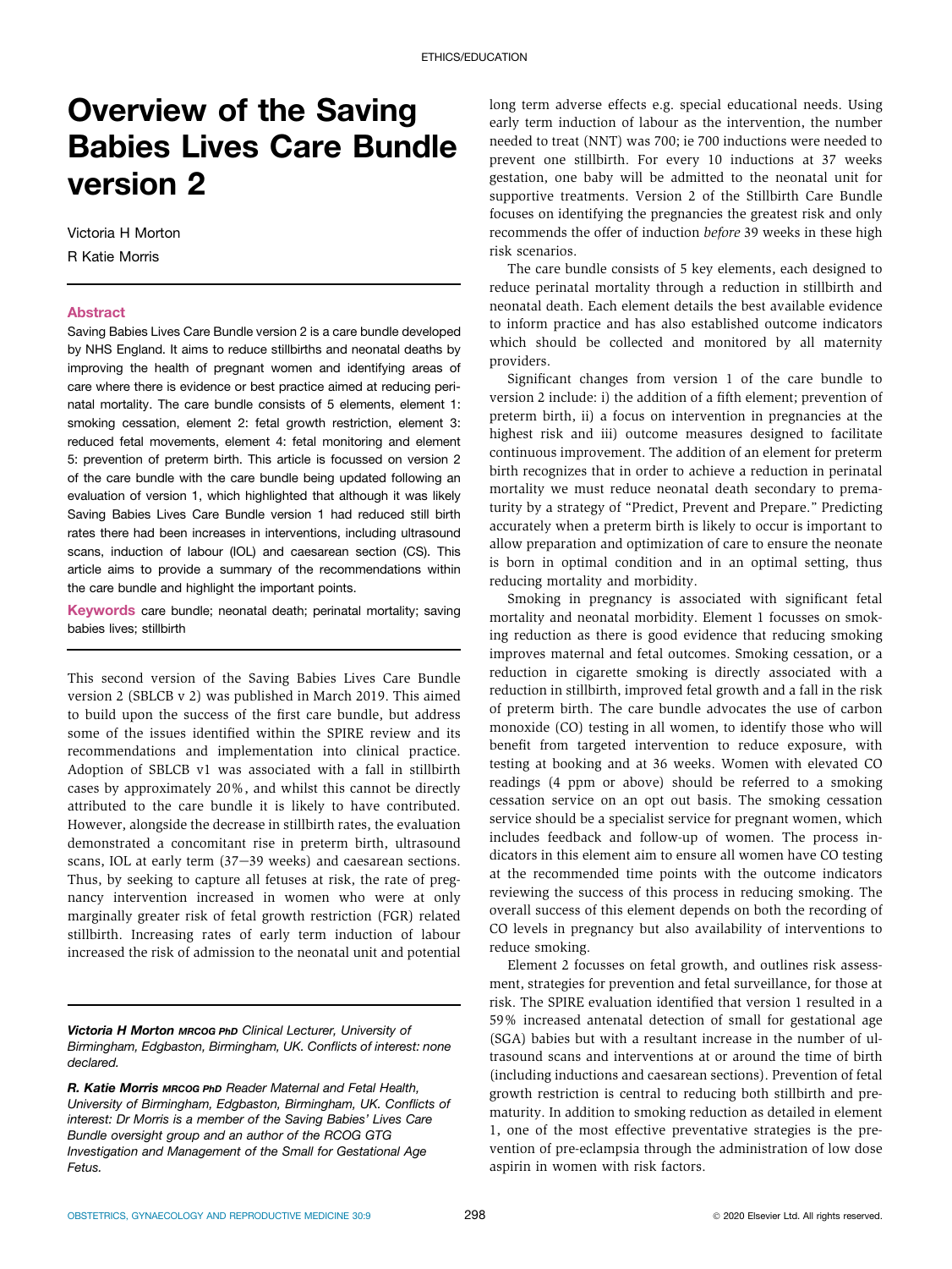ETHICS/EDUCATION

# Overview of the Saving Babies Lives Care Bundle version 2

Victoria H Morton

R Katie Morris

## Abstract

Saving Babies Lives Care Bundle version 2 is a care bundle developed by NHS England. It aims to reduce stillbirths and neonatal deaths by improving the health of pregnant women and identifying areas of care where there is evidence or best practice aimed at reducing perinatal mortality. The care bundle consists of 5 elements, element 1: smoking cessation, element 2: fetal growth restriction, element 3: reduced fetal movements, element 4: fetal monitoring and element 5: prevention of preterm birth. This article is focussed on version 2 of the care bundle with the care bundle being updated following an evaluation of version 1, which highlighted that although it was likely Saving Babies Lives Care Bundle version 1 had reduced still birth rates there had been increases in interventions, including ultrasound scans, induction of labour (IOL) and caesarean section (CS). This article aims to provide a summary of the recommendations within the care bundle and highlight the important points.

**Keywords** care bundle; neonatal death; perinatal mortality; saving babies lives; stillbirth

This second version of the Saving Babies Lives Care Bundle version 2 (SBLCB v 2) was published in March 2019. This aimed to build upon the success of the first care bundle, but address some of the issues identified within the SPIRE review and its recommendations and implementation into clinical practice. Adoption of SBLCB v1 was associated with a fall in stillbirth cases by approximately 20%, and whilst this cannot be directly attributed to the care bundle it is likely to have contributed. However, alongside the decrease in stillbirth rates, the evaluation demonstrated a concomitant rise in preterm birth, ultrasound scans, IOL at early term (37–39 weeks) and caesarean sections. Thus, by seeking to capture all fetuses at risk, the rate of pregnancy intervention increased in women who were at only marginally greater risk of fetal growth restriction (FGR) related stillbirth. Increasing rates of early term induction of labour increased the risk of admission to the neonatal unit and potential long term adverse effects e.g. special educational needs. Using early term induction of labour as the intervention, the number needed to treat (NNT) was 700; ie 700 inductions were needed to prevent one stillbirth. For every 10 inductions at 37 weeks gestation, one baby will be admitted to the neonatal unit for supportive treatments. Version 2 of the Stillbirth Care Bundle focuses on identifying the pregnancies the greatest risk and only recommends the offer of induction *before* 39 weeks in these high risk scenarios.

The care bundle consists of 5 key elements, each designed to reduce perinatal mortality through a reduction in stillbirth and neonatal death. Each element details the best available evidence to inform practice and has also established outcome indicators which should be collected and monitored by all maternity providers.

Significant changes from version 1 of the care bundle to version 2 include: i) the addition of a fifth element; prevention of preterm birth, ii) a focus on intervention in pregnancies at the highest risk and iii) outcome measures designed to facilitate continuous improvement. The addition of an element for preterm birth recognizes that in order to achieve a reduction in perinatal mortality we must reduce neonatal death secondary to prematurity by a strategy of "Predict, Prevent and Prepare." Predicting accurately when a preterm birth is likely to occur is important to allow preparation and optimization of care to ensure the neonate is born in optimal condition and in an optimal setting, thus reducing mortality and morbidity.

Smoking in pregnancy is associated with significant fetal mortality and neonatal morbidity. Element 1 focusses on smoking reduction as there is good evidence that reducing smoking improves maternal and fetal outcomes. Smoking cessation, or a reduction in cigarette smoking is directly associated with a reduction in stillbirth, improved fetal growth and a fall in the risk of preterm birth. The care bundle advocates the use of carbon monoxide (CO) testing in all women, to identify those who will benefit from targeted intervention to reduce exposure, with testing at booking and at 36 weeks. Women with elevated CO readings (4 ppm or above) should be referred to a smoking cessation service on an opt out basis. The smoking cessation service should be a specialist service for pregnant women, which includes feedback and follow-up of women. The process indicators in this element aim to ensure all women have CO testing at the recommended time points with the outcome indicators reviewing the success of this process in reducing smoking. The overall success of this element depends on both the recording of CO levels in pregnancy but also availability of interventions to reduce smoking.

Element 2 focusses on fetal growth, and outlines risk assessment, strategies for prevention and fetal surveillance, for those at risk. The SPIRE evaluation identified that version 1 resulted in a 59% increased antenatal detection of small for gestational age (SGA) babies but with a resultant increase in the number of ultrasound scans and interventions at or around the time of birth (including inductions and caesarean sections). Prevention of fetal growth restriction is central to reducing both stillbirth and prematurity. In addition to smoking reduction as detailed in element 1, one of the most effective preventative strategies is the prevention of pre-eclampsia through the administration of low dose aspirin in women with risk factors.

***Victoria H Morton** MRCOG PhD Clinical Lecturer, University of Birmingham, Edgbaston, Birmingham, UK. Conflicts of interest: none declared.*

***R. Katie Morris** MRCOG PhD Reader Maternal and Fetal Health, University of Birmingham, Edgbaston, Birmingham, UK. Conflicts of interest: Dr Morris is a member of the Saving Babies' Lives Care Bundle oversight group and an author of the RCOG GTG Investigation and Management of the Small for Gestational Age Fetus.*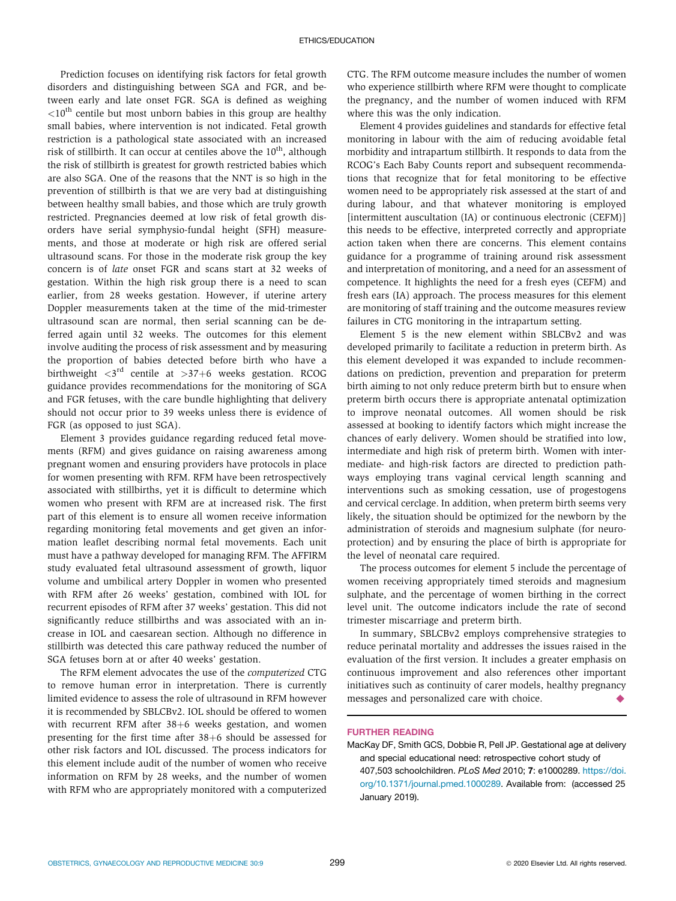Prediction focuses on identifying risk factors for fetal growth disorders and distinguishing between SGA and FGR, and between early and late onset FGR. SGA is defined as weighing $<10^{th}$ centile but most unborn babies in this group are healthy small babies, where intervention is not indicated. Fetal growth restriction is a pathological state associated with an increased risk of stillbirth. It can occur at centiles above the $10^{th}$, although the risk of stillbirth is greatest for growth restricted babies which are also SGA. One of the reasons that the NNT is so high in the prevention of stillbirth is that we are very bad at distinguishing between healthy small babies, and those which are truly growth restricted. Pregnancies deemed at low risk of fetal growth disorders have serial symphysio-fundal height (SFH) measurements, and those at moderate or high risk are offered serial ultrasound scans. For those in the moderate risk group the key concern is of *late* onset FGR and scans start at 32 weeks of gestation. Within the high risk group there is a need to scan earlier, from 28 weeks gestation. However, if uterine artery Doppler measurements taken at the time of the mid-trimester ultrasound scan are normal, then serial scanning can be deferred again until 32 weeks. The outcomes for this element involve auditing the process of risk assessment and by measuring the proportion of babies detected before birth who have a birthweight $<3^{rd}$ centile at $>37+6$ weeks gestation. RCOG guidance provides recommendations for the monitoring of SGA and FGR fetuses, with the care bundle highlighting that delivery should not occur prior to 39 weeks unless there is evidence of FGR (as opposed to just SGA).

Element 3 provides guidance regarding reduced fetal movements (RFM) and gives guidance on raising awareness among pregnant women and ensuring providers have protocols in place for women presenting with RFM. RFM have been retrospectively associated with stillbirths, yet it is difficult to determine which women who present with RFM are at increased risk. The first part of this element is to ensure all women receive information regarding monitoring fetal movements and get given an information leaflet describing normal fetal movements. Each unit must have a pathway developed for managing RFM. The AFFIRM study evaluated fetal ultrasound assessment of growth, liquor volume and umbilical artery Doppler in women who presented with RFM after 26 weeks' gestation, combined with IOL for recurrent episodes of RFM after 37 weeks' gestation. This did not significantly reduce stillbirths and was associated with an increase in IOL and caesarean section. Although no difference in stillbirth was detected this care pathway reduced the number of SGA fetuses born at or after 40 weeks' gestation.

The RFM element advocates the use of the *computerized* CTG to remove human error in interpretation. There is currently limited evidence to assess the role of ultrasound in RFM however it is recommended by SBLCBv2. IOL should be offered to women with recurrent RFM after 38+6 weeks gestation, and women presenting for the first time after 38+6 should be assessed for other risk factors and IOL discussed. The process indicators for this element include audit of the number of women who receive information on RFM by 28 weeks, and the number of women with RFM who are appropriately monitored with a computerized CTG. The RFM outcome measure includes the number of women who experience stillbirth where RFM were thought to complicate the pregnancy, and the number of women induced with RFM where this was the only indication.

Element 4 provides guidelines and standards for effective fetal monitoring in labour with the aim of reducing avoidable fetal morbidity and intrapartum stillbirth. It responds to data from the RCOG's Each Baby Counts report and subsequent recommendations that recognize that for fetal monitoring to be effective women need to be appropriately risk assessed at the start of and during labour, and that whatever monitoring is employed [intermittent auscultation (IA) or continuous electronic (CEFM)] this needs to be effective, interpreted correctly and appropriate action taken when there are concerns. This element contains guidance for a programme of training around risk assessment and interpretation of monitoring, and a need for an assessment of competence. It highlights the need for a fresh eyes (CEFM) and fresh ears (IA) approach. The process measures for this element are monitoring of staff training and the outcome measures review failures in CTG monitoring in the intrapartum setting.

Element 5 is the new element within SBLCBv2 and was developed primarily to facilitate a reduction in preterm birth. As this element developed it was expanded to include recommendations on prediction, prevention and preparation for preterm birth aiming to not only reduce preterm birth but to ensure when preterm birth occurs there is appropriate antenatal optimization to improve neonatal outcomes. All women should be risk assessed at booking to identify factors which might increase the chances of early delivery. Women should be stratified into low, intermediate and high risk of preterm birth. Women with intermediate- and high-risk factors are directed to prediction pathways employing trans vaginal cervical length scanning and interventions such as smoking cessation, use of progestogens and cervical cerclage. In addition, when preterm birth seems very likely, the situation should be optimized for the newborn by the administration of steroids and magnesium sulphate (for neuroprotection) and by ensuring the place of birth is appropriate for the level of neonatal care required.

The process outcomes for element 5 include the percentage of women receiving appropriately timed steroids and magnesium sulphate, and the percentage of women birthing in the correct level unit. The outcome indicators include the rate of second trimester miscarriage and preterm birth.

In summary, SBLCBv2 employs comprehensive strategies to reduce perinatal mortality and addresses the issues raised in the evaluation of the first version. It includes a greater emphasis on continuous improvement and also references other important initiatives such as continuity of carer models, healthy pregnancy messages and personalized care with choice. ◆

## FURTHER READING

MacKay DF, Smith GCS, Dobbie R, Pell JP. Gestational age at delivery and special educational need: retrospective cohort study of 407,503 schoolchildren. *PLoS Med* 2010; **7**: e1000289. https://doi.org/10.1371/journal.pmed.1000289. Available from: (accessed 25 January 2019).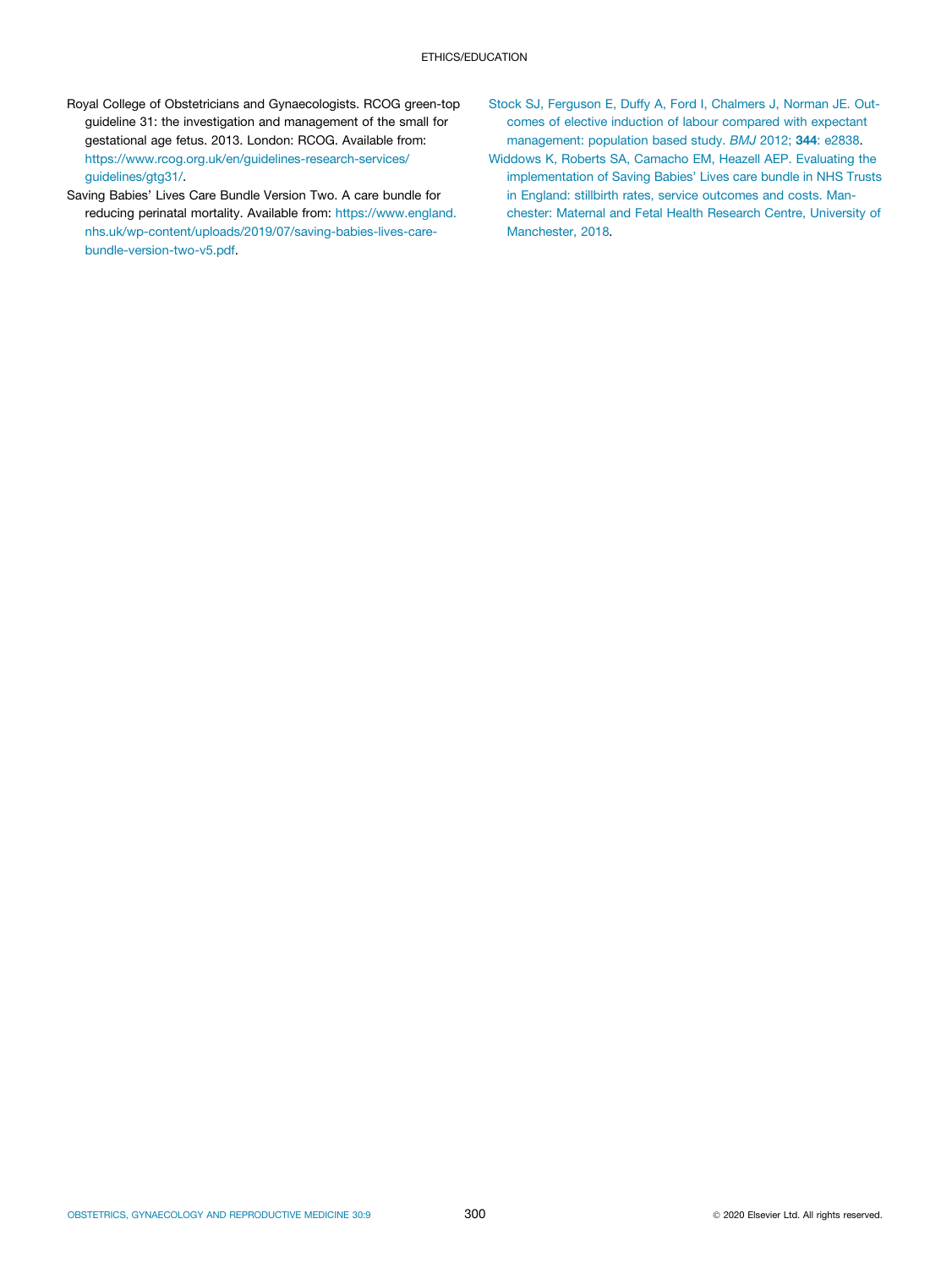Royal College of Obstetricians and Gynaecologists. RCOG green-top guideline 31: the investigation and management of the small for gestational age fetus. 2013. London: RCOG. Available from: https://www.rcog.org.uk/en/guidelines-research-services/guidelines/gtg31/.

Saving Babies' Lives Care Bundle Version Two. A care bundle for reducing perinatal mortality. Available from: https://www.england.nhs.uk/wp-content/uploads/2019/07/saving-babies-lives-care-bundle-version-two-v5.pdf.

Stock SJ, Ferguson E, Duffy A, Ford I, Chalmers J, Norman JE. Outcomes of elective induction of labour compared with expectant management: population based study. *BMJ* 2012; **344**: e2838.

Widdows K, Roberts SA, Camacho EM, Heazell AEP. Evaluating the implementation of Saving Babies' Lives care bundle in NHS Trusts in England: stillbirth rates, service outcomes and costs. Manchester: Maternal and Fetal Health Research Centre, University of Manchester, 2018.